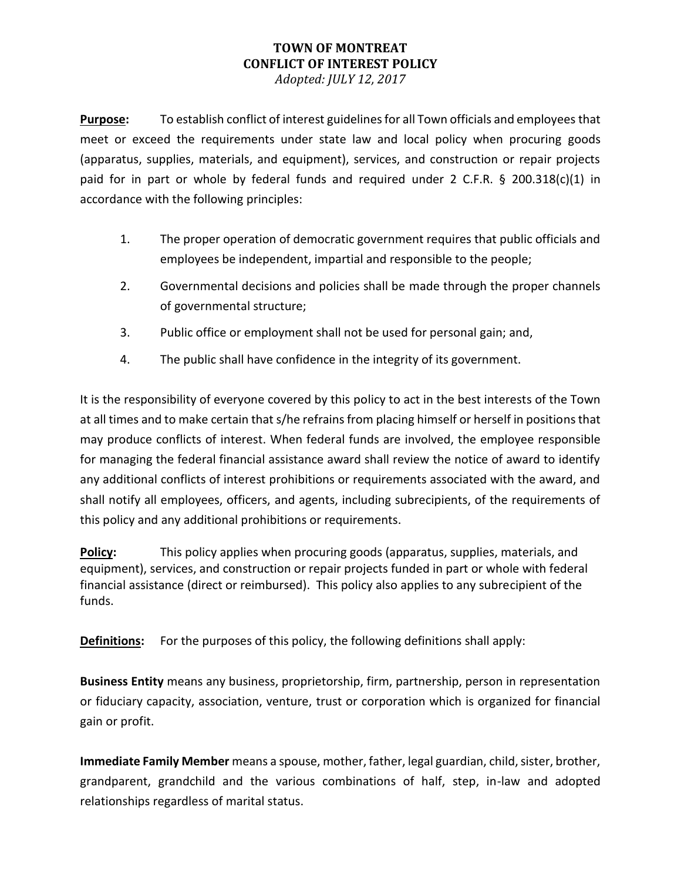# TOWN OF MONTREAT
## CONFLICT OF INTEREST POLICY
*Adopted: JULY 12, 2017*

**Purpose:** To establish conflict of interest guidelines for all Town officials and employees that meet or exceed the requirements under state law and local policy when procuring goods (apparatus, supplies, materials, and equipment), services, and construction or repair projects paid for in part or whole by federal funds and required under 2 C.F.R. § 200.318(c)(1) in accordance with the following principles:

1. The proper operation of democratic government requires that public officials and employees be independent, impartial and responsible to the people;
2. Governmental decisions and policies shall be made through the proper channels of governmental structure;
3. Public office or employment shall not be used for personal gain; and,
4. The public shall have confidence in the integrity of its government.

It is the responsibility of everyone covered by this policy to act in the best interests of the Town at all times and to make certain that s/he refrains from placing himself or herself in positions that may produce conflicts of interest. When federal funds are involved, the employee responsible for managing the federal financial assistance award shall review the notice of award to identify any additional conflicts of interest prohibitions or requirements associated with the award, and shall notify all employees, officers, and agents, including subrecipients, of the requirements of this policy and any additional prohibitions or requirements.

**Policy:** This policy applies when procuring goods (apparatus, supplies, materials, and equipment), services, and construction or repair projects funded in part or whole with federal financial assistance (direct or reimbursed). This policy also applies to any subrecipient of the funds.

**Definitions:** For the purposes of this policy, the following definitions shall apply:

**Business Entity** means any business, proprietorship, firm, partnership, person in representation or fiduciary capacity, association, venture, trust or corporation which is organized for financial gain or profit.

**Immediate Family Member** means a spouse, mother, father, legal guardian, child, sister, brother, grandparent, grandchild and the various combinations of half, step, in-law and adopted relationships regardless of marital status.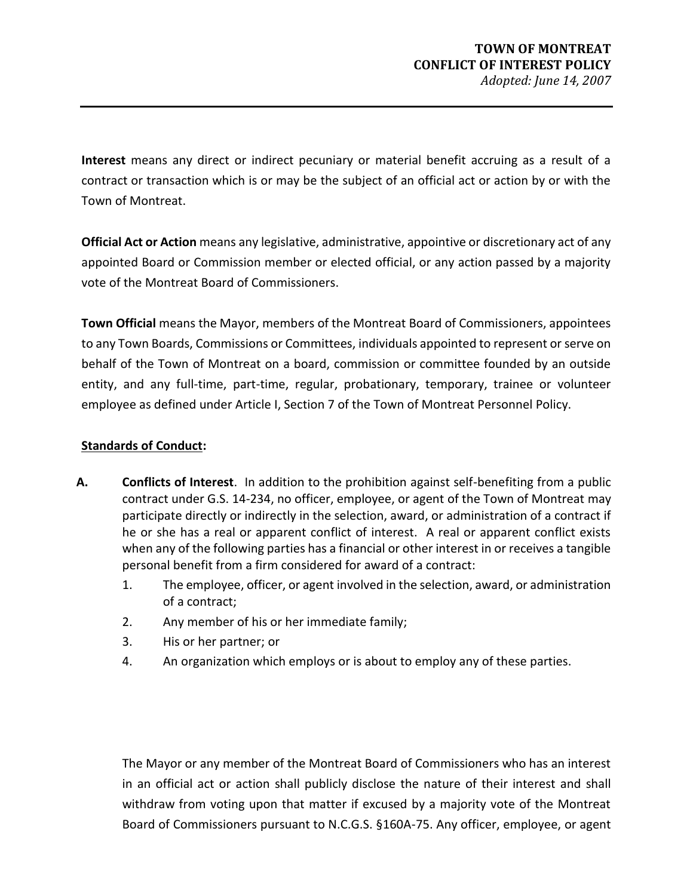**Interest** means any direct or indirect pecuniary or material benefit accruing as a result of a contract or transaction which is or may be the subject of an official act or action by or with the Town of Montreat.

**Official Act or Action** means any legislative, administrative, appointive or discretionary act of any appointed Board or Commission member or elected official, or any action passed by a majority vote of the Montreat Board of Commissioners.

**Town Official** means the Mayor, members of the Montreat Board of Commissioners, appointees to any Town Boards, Commissions or Committees, individuals appointed to represent or serve on behalf of the Town of Montreat on a board, commission or committee founded by an outside entity, and any full-time, part-time, regular, probationary, temporary, trainee or volunteer employee as defined under Article I, Section 7 of the Town of Montreat Personnel Policy.

**<u>Standards of Conduct</u>:**

**A. Conflicts of Interest**. In addition to the prohibition against self-benefiting from a public contract under G.S. 14-234, no officer, employee, or agent of the Town of Montreat may participate directly or indirectly in the selection, award, or administration of a contract if he or she has a real or apparent conflict of interest. A real or apparent conflict exists when any of the following parties has a financial or other interest in or receives a tangible personal benefit from a firm considered for award of a contract:

1. The employee, officer, or agent involved in the selection, award, or administration of a contract;
2. Any member of his or her immediate family;
3. His or her partner; or
4. An organization which employs or is about to employ any of these parties.

The Mayor or any member of the Montreat Board of Commissioners who has an interest in an official act or action shall publicly disclose the nature of their interest and shall withdraw from voting upon that matter if excused by a majority vote of the Montreat Board of Commissioners pursuant to N.C.G.S. §160A-75. Any officer, employee, or agent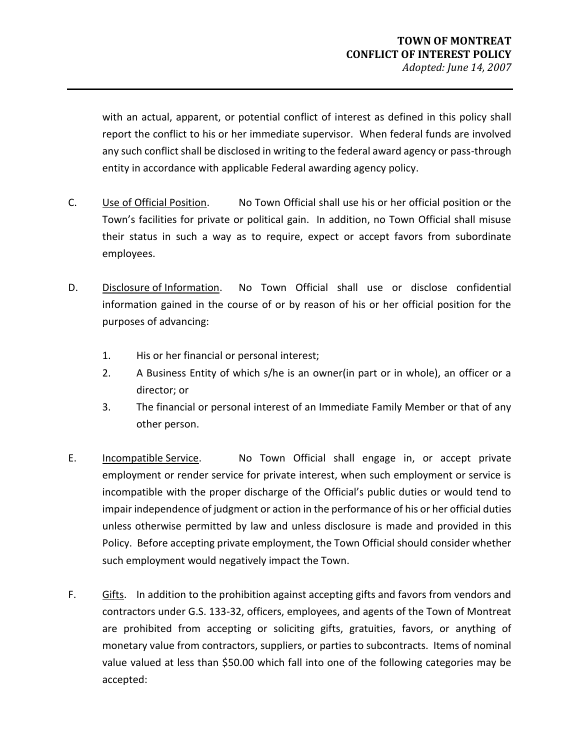with an actual, apparent, or potential conflict of interest as defined in this policy shall report the conflict to his or her immediate supervisor. When federal funds are involved any such conflict shall be disclosed in writing to the federal award agency or pass-through entity in accordance with applicable Federal awarding agency policy.

C. Use of Official Position. No Town Official shall use his or her official position or the Town's facilities for private or political gain. In addition, no Town Official shall misuse their status in such a way as to require, expect or accept favors from subordinate employees.

D. Disclosure of Information. No Town Official shall use or disclose confidential information gained in the course of or by reason of his or her official position for the purposes of advancing:

   1. His or her financial or personal interest;
   2. A Business Entity of which s/he is an owner(in part or in whole), an officer or a director; or
   3. The financial or personal interest of an Immediate Family Member or that of any other person.

E. Incompatible Service. No Town Official shall engage in, or accept private employment or render service for private interest, when such employment or service is incompatible with the proper discharge of the Official's public duties or would tend to impair independence of judgment or action in the performance of his or her official duties unless otherwise permitted by law and unless disclosure is made and provided in this Policy. Before accepting private employment, the Town Official should consider whether such employment would negatively impact the Town.

F. Gifts. In addition to the prohibition against accepting gifts and favors from vendors and contractors under G.S. 133-32, officers, employees, and agents of the Town of Montreat are prohibited from accepting or soliciting gifts, gratuities, favors, or anything of monetary value from contractors, suppliers, or parties to subcontracts. Items of nominal value valued at less than $50.00 which fall into one of the following categories may be accepted: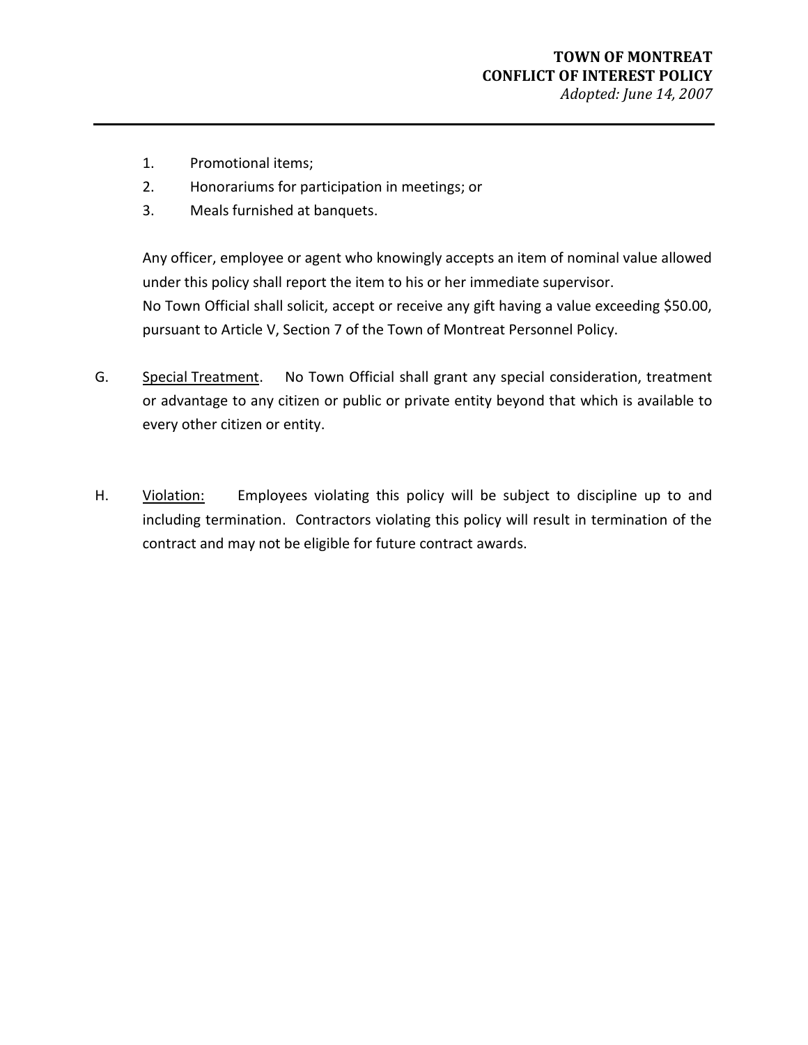1. Promotional items;
2. Honorariums for participation in meetings; or
3. Meals furnished at banquets.

Any officer, employee or agent who knowingly accepts an item of nominal value allowed under this policy shall report the item to his or her immediate supervisor.
No Town Official shall solicit, accept or receive any gift having a value exceeding $50.00, pursuant to Article V, Section 7 of the Town of Montreat Personnel Policy.

G. Special Treatment. No Town Official shall grant any special consideration, treatment or advantage to any citizen or public or private entity beyond that which is available to every other citizen or entity.

H. Violation: Employees violating this policy will be subject to discipline up to and including termination. Contractors violating this policy will result in termination of the contract and may not be eligible for future contract awards.